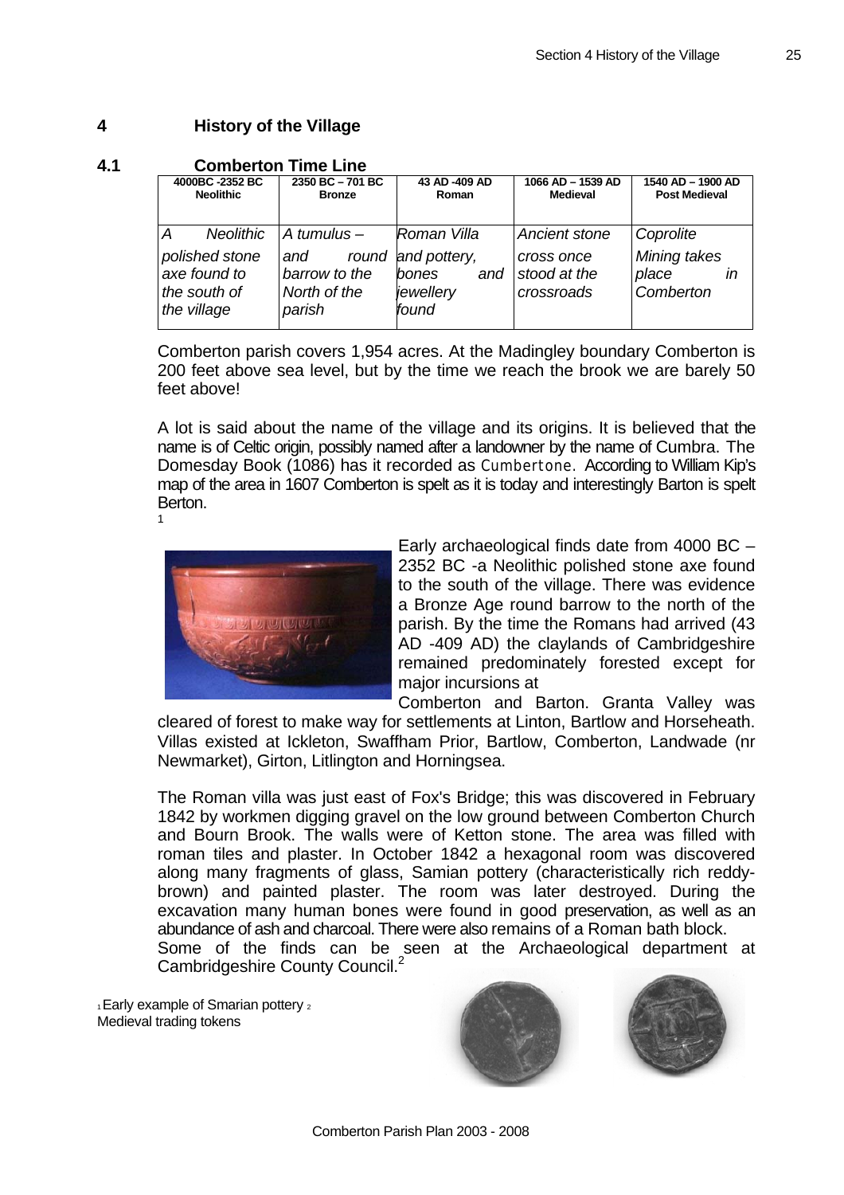# 4 History of the Village

## 4.1 Comberton Time Line

| 4000BC -2352 BC Neolithic | 2350 BC – 701 BC Bronze | 43 AD -409 AD Roman | 1066 AD – 1539 AD Medieval | 1540 AD – 1900 AD Post Medieval |
|---|---|---|---|---|
| *A Neolithic polished stone axe found to the south of the village* | *A tumulus – and round barrow to the North of the parish* | *Roman Villa and pottery, bones and jewellery found* | *Ancient stone cross once stood at the crossroads* | *Coprolite Mining takes place in Comberton* |

Comberton parish covers 1,954 acres. At the Madingley boundary Comberton is 200 feet above sea level, but by the time we reach the brook we are barely 50 feet above!

A lot is said about the name of the village and its origins. It is believed that the name is of Celtic origin, possibly named after a landowner by the name of Cumbra. The Domesday Book (1086) has it recorded as Cumbertone. According to William Kip's map of the area in 1607 Comberton is spelt as it is today and interestingly Barton is spelt Berton.

[1]

Early archaeological finds date from 4000 BC – 2352 BC -a Neolithic polished stone axe found to the south of the village. There was evidence a Bronze Age round barrow to the north of the parish. By the time the Romans had arrived (43 AD -409 AD) the claylands of Cambridgeshire remained predominately forested except for major incursions at Comberton and Barton. Granta Valley was cleared of forest to make way for settlements at Linton, Bartlow and Horseheath. Villas existed at Ickleton, Swaffham Prior, Bartlow, Comberton, Landwade (nr Newmarket), Girton, Litlington and Horningsea.

The Roman villa was just east of Fox's Bridge; this was discovered in February 1842 by workmen digging gravel on the low ground between Comberton Church and Bourn Brook. The walls were of Ketton stone. The area was filled with roman tiles and plaster. In October 1842 a hexagonal room was discovered along many fragments of glass, Samian pottery (characteristically rich reddy-brown) and painted plaster. The room was later destroyed. During the excavation many human bones were found in good preservation, as well as an abundance of ash and charcoal. There were also remains of a Roman bath block. Some of the finds can be seen at the Archaeological department at Cambridgeshire County Council.[2]

[1] Early example of Smarian pottery [2] Medieval trading tokens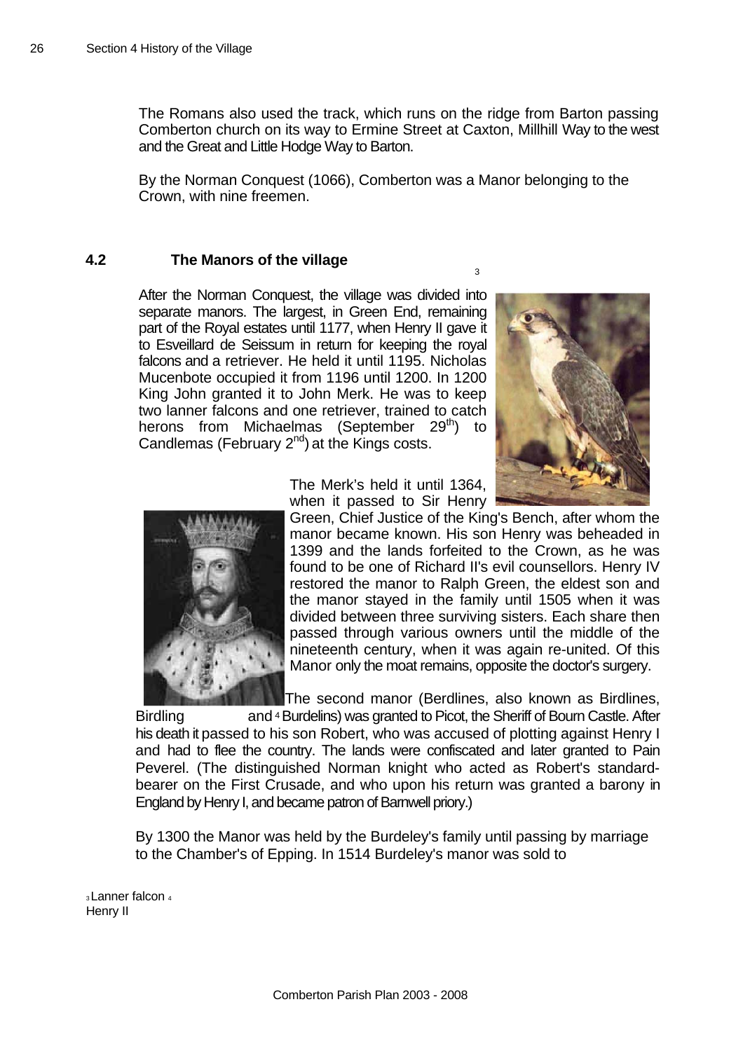The Romans also used the track, which runs on the ridge from Barton passing Comberton church on its way to Ermine Street at Caxton, Millhill Way to the west and the Great and Little Hodge Way to Barton.

By the Norman Conquest (1066), Comberton was a Manor belonging to the Crown, with nine freemen.

## 4.2 The Manors of the village

After the Norman Conquest, the village was divided into separate manors.[3] The largest, in Green End, remaining part of the Royal estates until 1177, when Henry II gave it to Esveillard de Seissum in return for keeping the royal falcons and a retriever. He held it until 1195. Nicholas Mucenbote occupied it from 1196 until 1200. In 1200 King John granted it to John Merk. He was to keep two lanner falcons and one retriever, trained to catch herons from Michaelmas (September 29th) to Candlemas (February 2nd) at the Kings costs.

The Merk's held it until 1364, when it passed to Sir Henry Green, Chief Justice of the King's Bench, after whom the manor became known. His son Henry was beheaded in 1399 and the lands forfeited to the Crown, as he was found to be one of Richard II's evil counsellors. Henry IV restored the manor to Ralph Green, the eldest son and the manor stayed in the family until 1505 when it was divided between three surviving sisters. Each share then passed through various owners until the middle of the nineteenth century, when it was again re-united. Of this Manor only the moat remains, opposite the doctor's surgery.

The second manor (Berdlines, also known as Birdlines, Birdling and[4] Burdelins) was granted to Picot, the Sheriff of Bourn Castle. After his death it passed to his son Robert, who was accused of plotting against Henry I and had to flee the country. The lands were confiscated and later granted to Pain Peverel. (The distinguished Norman knight who acted as Robert's standard-bearer on the First Crusade, and who upon his return was granted a barony in England by Henry I, and became patron of Barnwell priory.)

By 1300 the Manor was held by the Burdeley's family until passing by marriage to the Chamber's of Epping. In 1514 Burdeley's manor was sold to

[3] Lanner falcon [4] Henry II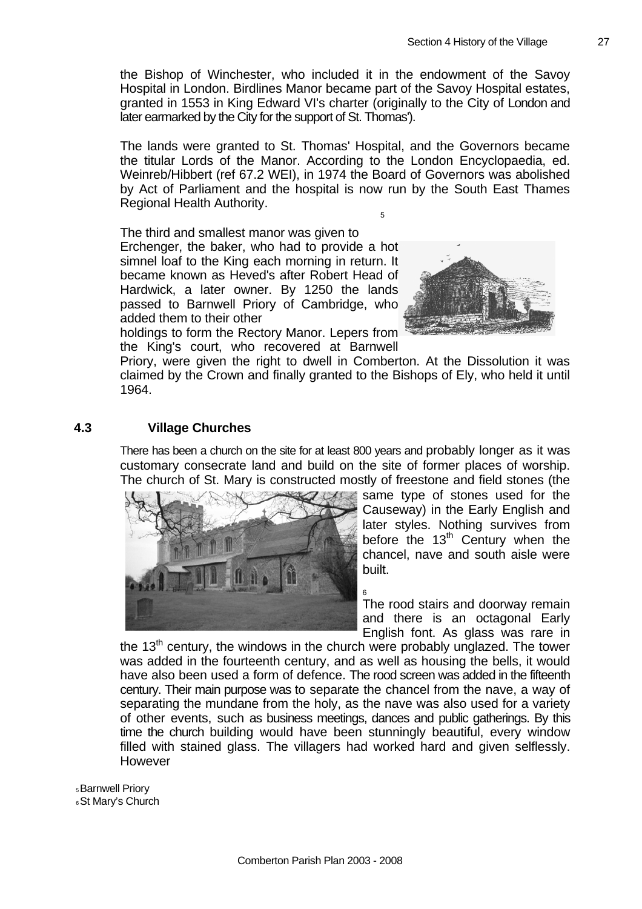the Bishop of Winchester, who included it in the endowment of the Savoy Hospital in London. Birdlines Manor became part of the Savoy Hospital estates, granted in 1553 in King Edward VI's charter (originally to the City of London and later earmarked by the City for the support of St. Thomas').

The lands were granted to St. Thomas' Hospital, and the Governors became the titular Lords of the Manor. According to the London Encyclopaedia, ed. Weinreb/Hibbert (ref 67.2 WEI), in 1974 the Board of Governors was abolished by Act of Parliament and the hospital is now run by the South East Thames Regional Health Authority.

The third and smallest manor was given to Erchenger, the baker, who had to provide a hot simnel loaf to the King each morning in return. It became known as Heved's after Robert Head of Hardwick, a later owner. By 1250 the lands passed to Barnwell Priory of Cambridge, who added them to their other holdings to form the Rectory Manor. Lepers from the King's court, who recovered at Barnwell Priory, were given the right to dwell in Comberton. At the Dissolution it was claimed by the Crown and finally granted to the Bishops of Ely, who held it until 1964.

[5]

## 4.3 Village Churches

There has been a church on the site for at least 800 years and probably longer as it was customary consecrate land and build on the site of former places of worship. The church of St. Mary is constructed mostly of freestone and field stones (the same type of stones used for the Causeway) in the Early English and later styles. Nothing survives from before the 13th Century when the chancel, nave and south aisle were built.

[6]

The rood stairs and doorway remain and there is an octagonal Early English font. As glass was rare in the 13th century, the windows in the church were probably unglazed. The tower was added in the fourteenth century, and as well as housing the bells, it would have also been used a form of defence. The rood screen was added in the fifteenth century. Their main purpose was to separate the chancel from the nave, a way of separating the mundane from the holy, as the nave was also used for a variety of other events, such as business meetings, dances and public gatherings. By this time the church building would have been stunningly beautiful, every window filled with stained glass. The villagers had worked hard and given selflessly. However

[5] Barnwell Priory
[6] St Mary's Church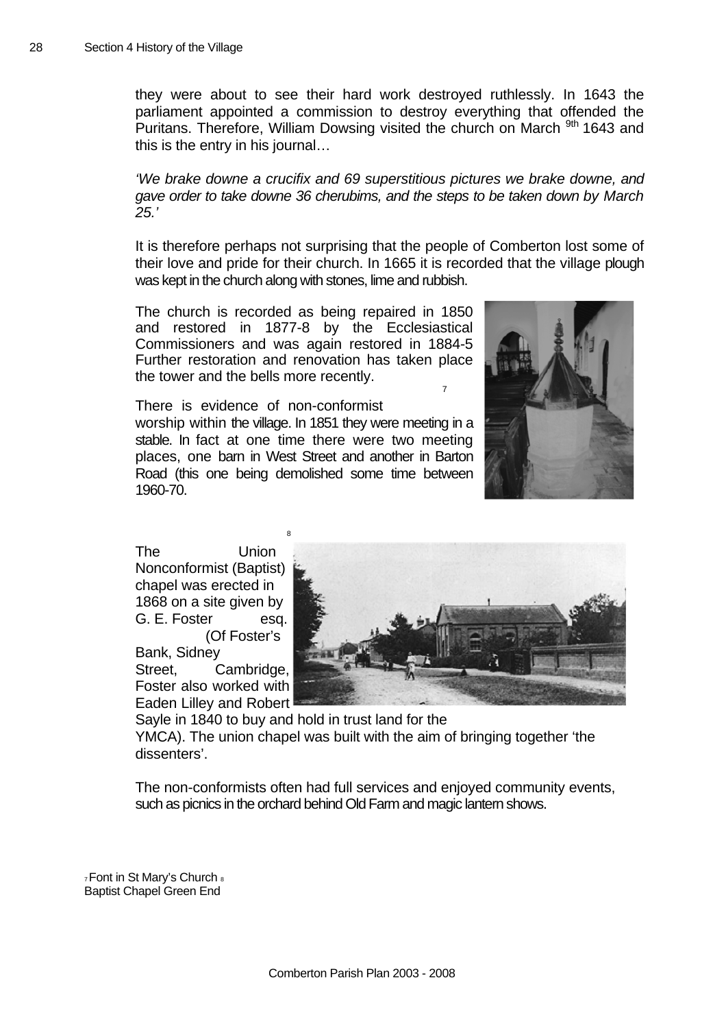they were about to see their hard work destroyed ruthlessly. In 1643 the parliament appointed a commission to destroy everything that offended the Puritans. Therefore, William Dowsing visited the church on March 9th 1643 and this is the entry in his journal…

*'We brake downe a crucifix and 69 superstitious pictures we brake downe, and gave order to take downe 36 cherubims, and the steps to be taken down by March 25.'*

It is therefore perhaps not surprising that the people of Comberton lost some of their love and pride for their church. In 1665 it is recorded that the village plough was kept in the church along with stones, lime and rubbish.

The church is recorded as being repaired in 1850 and restored in 1877-8 by the Ecclesiastical Commissioners and was again restored in 1884-5 Further restoration and renovation has taken place the tower and the bells more recently.[7]

There is evidence of non-conformist worship within the village. In 1851 they were meeting in a stable. In fact at one time there were two meeting places, one barn in West Street and another in Barton Road (this one being demolished some time between 1960-70.

The Union Nonconformist (Baptist) chapel was erected in 1868 on a site given by G. E. Foster esq. (Of Foster's Bank, Sidney Street, Cambridge, Foster also worked with Eaden Lilley and Robert Sayle in 1840 to buy and hold in trust land for the YMCA). The union chapel was built with the aim of bringing together 'the dissenters'.[8]

The non-conformists often had full services and enjoyed community events, such as picnics in the orchard behind Old Farm and magic lantern shows.

[7] Font in St Mary's Church [8] Baptist Chapel Green End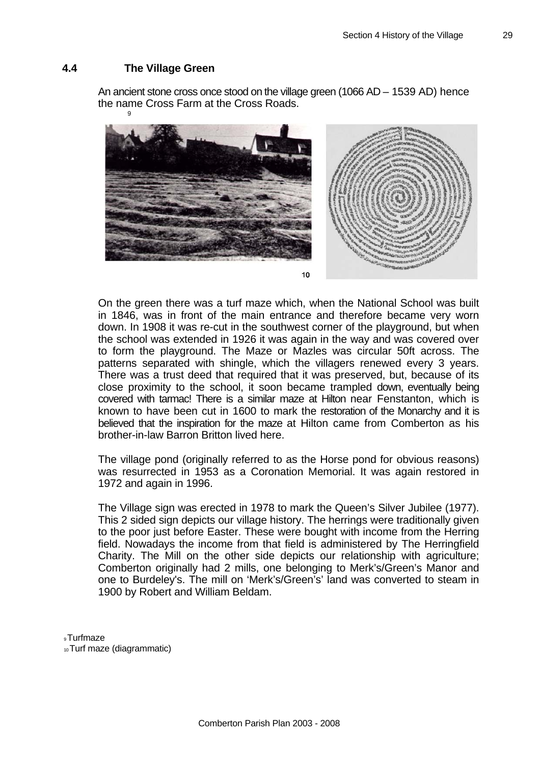## 4.4 The Village Green

An ancient stone cross once stood on the village green (1066 AD – 1539 AD) hence the name Cross Farm at the Cross Roads.

On the green there was a turf maze which, when the National School was built in 1846, was in front of the main entrance and therefore became very worn down. In 1908 it was re-cut in the southwest corner of the playground, but when the school was extended in 1926 it was again in the way and was covered over to form the playground. The Maze or Mazles was circular 50ft across. The patterns separated with shingle, which the villagers renewed every 3 years. There was a trust deed that required that it was preserved, but, because of its close proximity to the school, it soon became trampled down, eventually being covered with tarmac! There is a similar maze at Hilton near Fenstanton, which is known to have been cut in 1600 to mark the restoration of the Monarchy and it is believed that the inspiration for the maze at Hilton came from Comberton as his brother-in-law Barron Britton lived here.

The village pond (originally referred to as the Horse pond for obvious reasons) was resurrected in 1953 as a Coronation Memorial. It was again restored in 1972 and again in 1996.

The Village sign was erected in 1978 to mark the Queen's Silver Jubilee (1977). This 2 sided sign depicts our village history. The herrings were traditionally given to the poor just before Easter. These were bought with income from the Herring field. Nowadays the income from that field is administered by The Herringfield Charity. The Mill on the other side depicts our relationship with agriculture; Comberton originally had 2 mills, one belonging to Merk's/Green's Manor and one to Burdeley's. The mill on 'Merk's/Green's' land was converted to steam in 1900 by Robert and William Beldam.

[9] Turfmaze
[10] Turf maze (diagrammatic)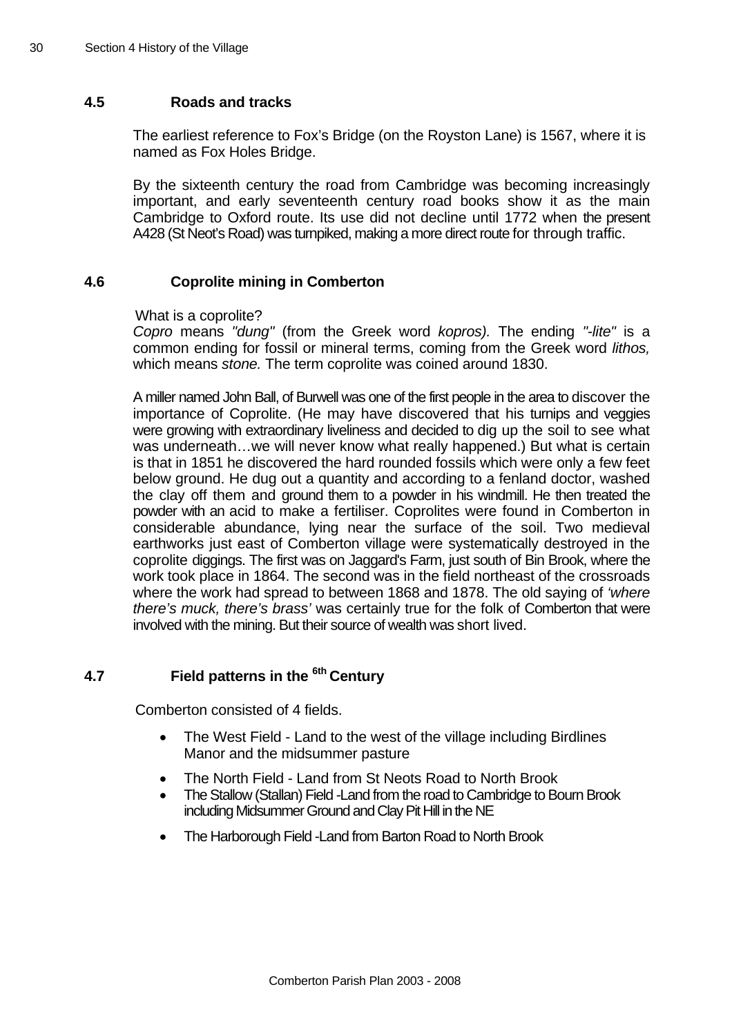## 4.5 Roads and tracks

The earliest reference to Fox's Bridge (on the Royston Lane) is 1567, where it is named as Fox Holes Bridge.

By the sixteenth century the road from Cambridge was becoming increasingly important, and early seventeenth century road books show it as the main Cambridge to Oxford route. Its use did not decline until 1772 when the present A428 (St Neot's Road) was turnpiked, making a more direct route for through traffic.

## 4.6 Coprolite mining in Comberton

What is a coprolite?
*Copro* means *"dung"* (from the Greek word *kopros).* The ending *"-lite"* is a common ending for fossil or mineral terms, coming from the Greek word *lithos,* which means *stone.* The term coprolite was coined around 1830.

A miller named John Ball, of Burwell was one of the first people in the area to discover the importance of Coprolite. (He may have discovered that his turnips and veggies were growing with extraordinary liveliness and decided to dig up the soil to see what was underneath…we will never know what really happened.) But what is certain is that in 1851 he discovered the hard rounded fossils which were only a few feet below ground. He dug out a quantity and according to a fenland doctor, washed the clay off them and ground them to a powder in his windmill. He then treated the powder with an acid to make a fertiliser. Coprolites were found in Comberton in considerable abundance, lying near the surface of the soil. Two medieval earthworks just east of Comberton village were systematically destroyed in the coprolite diggings. The first was on Jaggard's Farm, just south of Bin Brook, where the work took place in 1864. The second was in the field northeast of the crossroads where the work had spread to between 1868 and 1878. The old saying of *'where there's muck, there's brass'* was certainly true for the folk of Comberton that were involved with the mining. But their source of wealth was short lived.

## 4.7 Field patterns in the 6th Century

Comberton consisted of 4 fields.

- The West Field - Land to the west of the village including Birdlines Manor and the midsummer pasture
- The North Field - Land from St Neots Road to North Brook
- The Stallow (Stallan) Field -Land from the road to Cambridge to Bourn Brook including Midsummer Ground and Clay Pit Hill in the NE
- The Harborough Field -Land from Barton Road to North Brook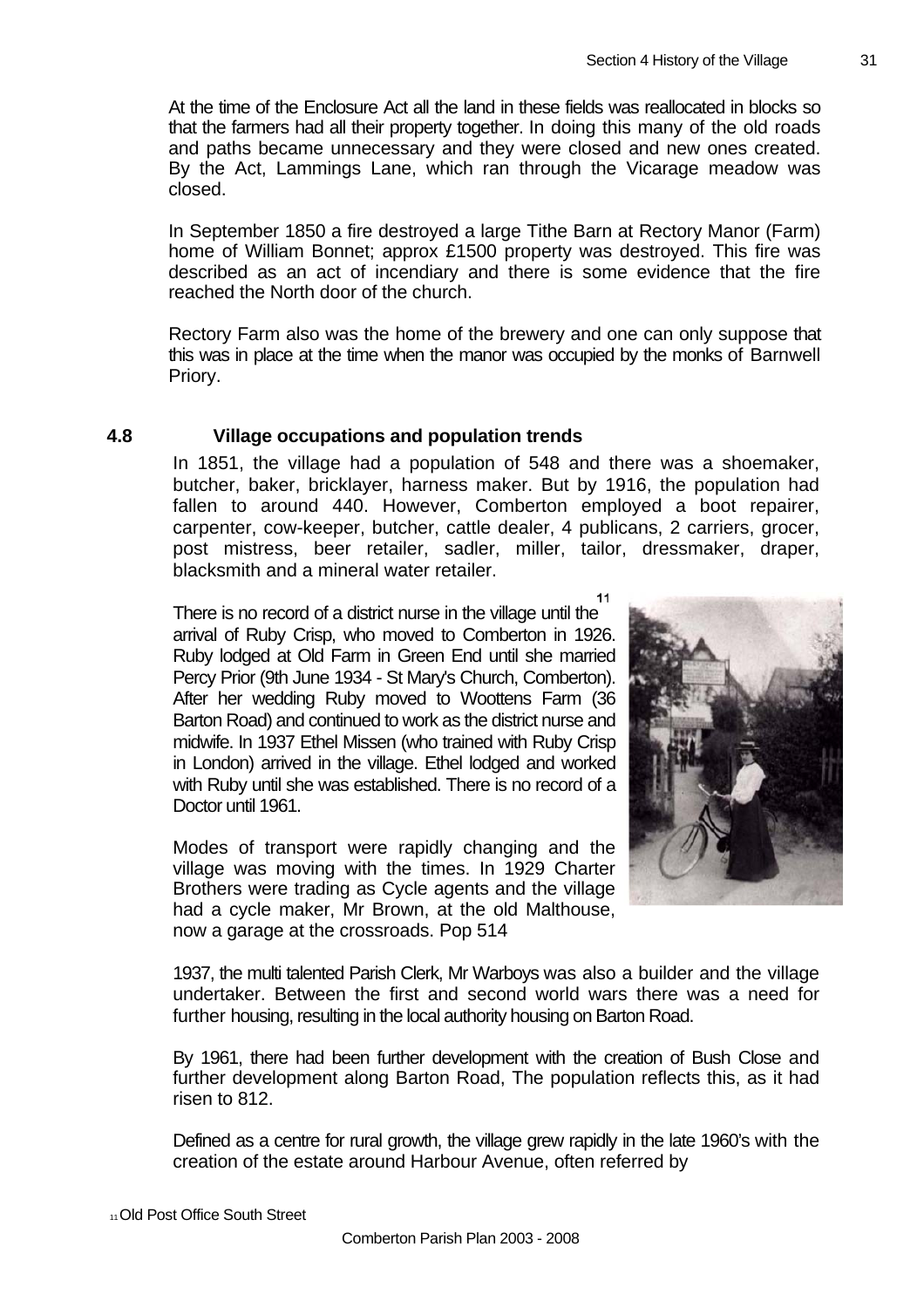At the time of the Enclosure Act all the land in these fields was reallocated in blocks so that the farmers had all their property together. In doing this many of the old roads and paths became unnecessary and they were closed and new ones created. By the Act, Lammings Lane, which ran through the Vicarage meadow was closed.

In September 1850 a fire destroyed a large Tithe Barn at Rectory Manor (Farm) home of William Bonnet; approx £1500 property was destroyed. This fire was described as an act of incendiary and there is some evidence that the fire reached the North door of the church.

Rectory Farm also was the home of the brewery and one can only suppose that this was in place at the time when the manor was occupied by the monks of Barnwell Priory.

## 4.8 Village occupations and population trends

In 1851, the village had a population of 548 and there was a shoemaker, butcher, baker, bricklayer, harness maker. But by 1916, the population had fallen to around 440. However, Comberton employed a boot repairer, carpenter, cow-keeper, butcher, cattle dealer, 4 publicans, 2 carriers, grocer, post mistress, beer retailer, sadler, miller, tailor, dressmaker, draper, blacksmith and a mineral water retailer.

There is no record of a district nurse in the village until the[11] arrival of Ruby Crisp, who moved to Comberton in 1926. Ruby lodged at Old Farm in Green End until she married Percy Prior (9th June 1934 - St Mary's Church, Comberton). After her wedding Ruby moved to Woottens Farm (36 Barton Road) and continued to work as the district nurse and midwife. In 1937 Ethel Missen (who trained with Ruby Crisp in London) arrived in the village. Ethel lodged and worked with Ruby until she was established. There is no record of a Doctor until 1961.

Modes of transport were rapidly changing and the village was moving with the times. In 1929 Charter Brothers were trading as Cycle agents and the village had a cycle maker, Mr Brown, at the old Malthouse, now a garage at the crossroads. Pop 514

1937, the multi talented Parish Clerk, Mr Warboys was also a builder and the village undertaker. Between the first and second world wars there was a need for further housing, resulting in the local authority housing on Barton Road.

By 1961, there had been further development with the creation of Bush Close and further development along Barton Road, The population reflects this, as it had risen to 812.

Defined as a centre for rural growth, the village grew rapidly in the late 1960's with the creation of the estate around Harbour Avenue, often referred by

[11] Old Post Office South Street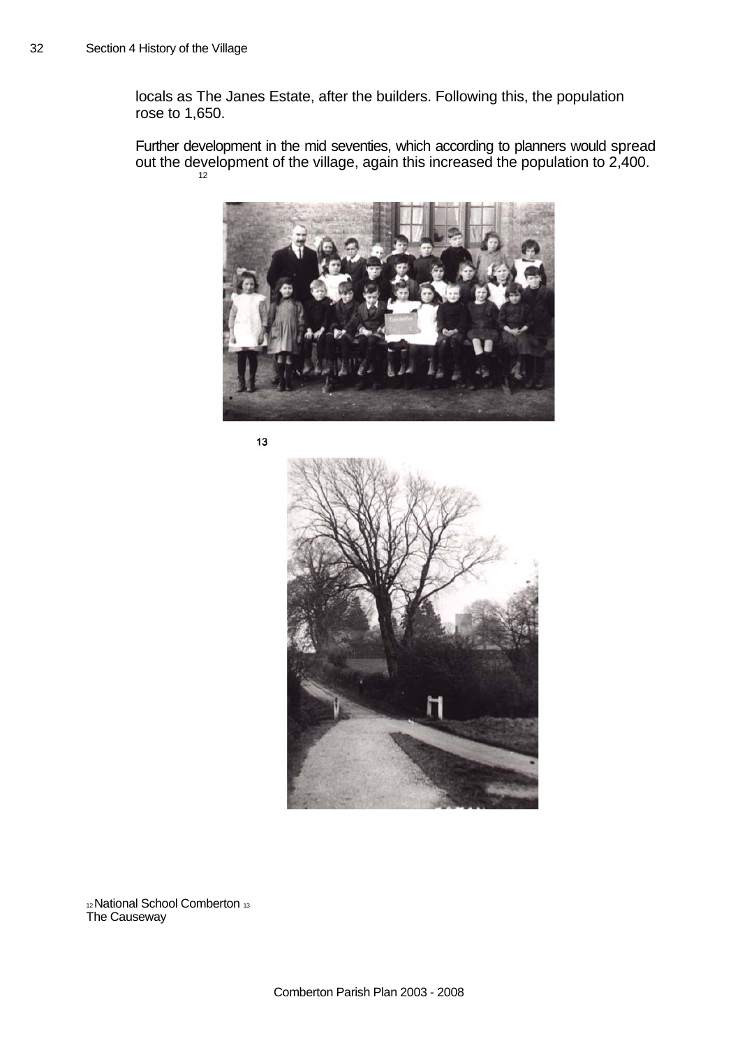locals as The Janes Estate, after the builders. Following this, the population rose to 1,650.

Further development in the mid seventies, which according to planners would spread out the development of the village, again this increased the population to 2,400. [12]

[13]

[12] National School Comberton [13] The Causeway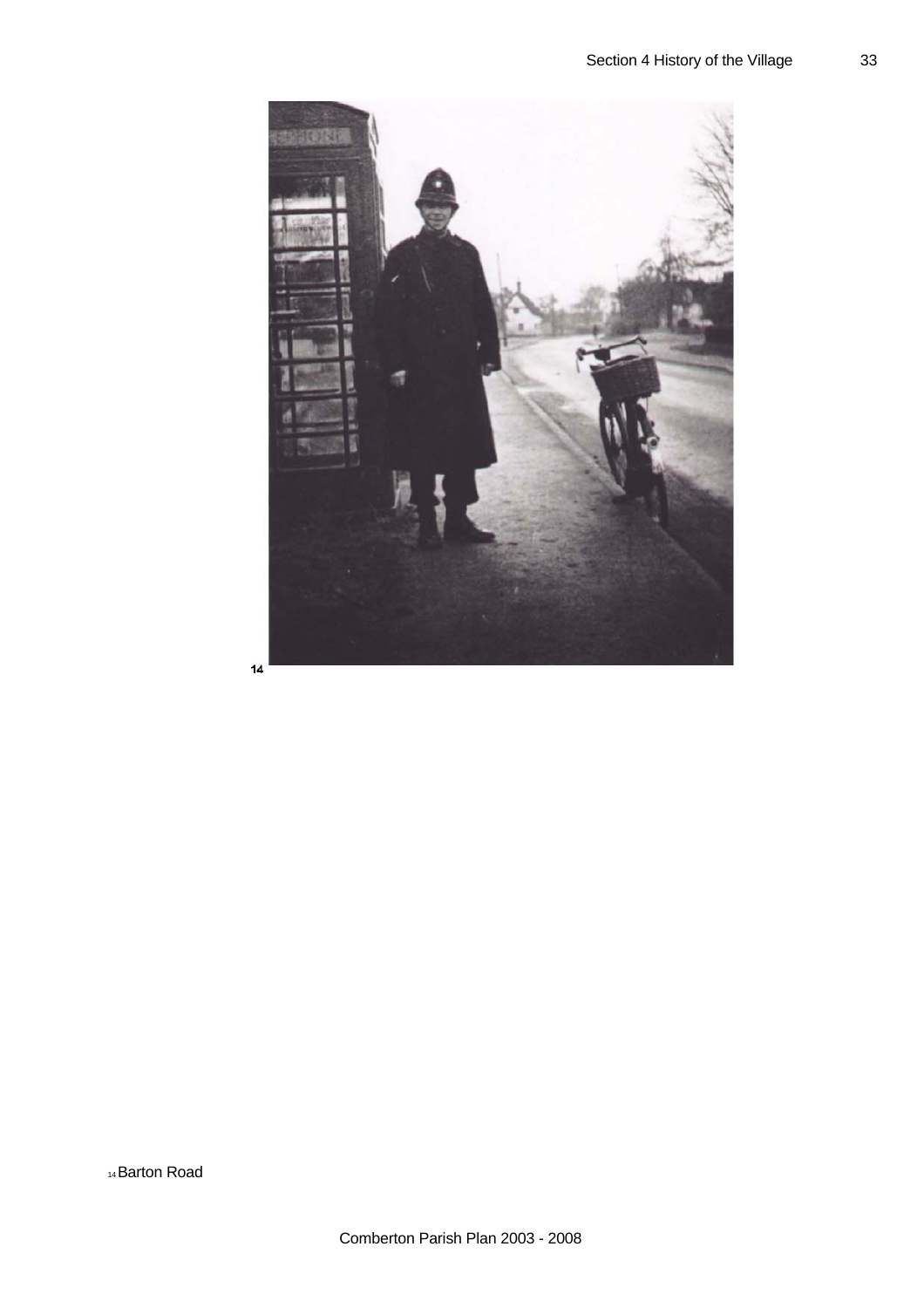14

[14] Barton Road